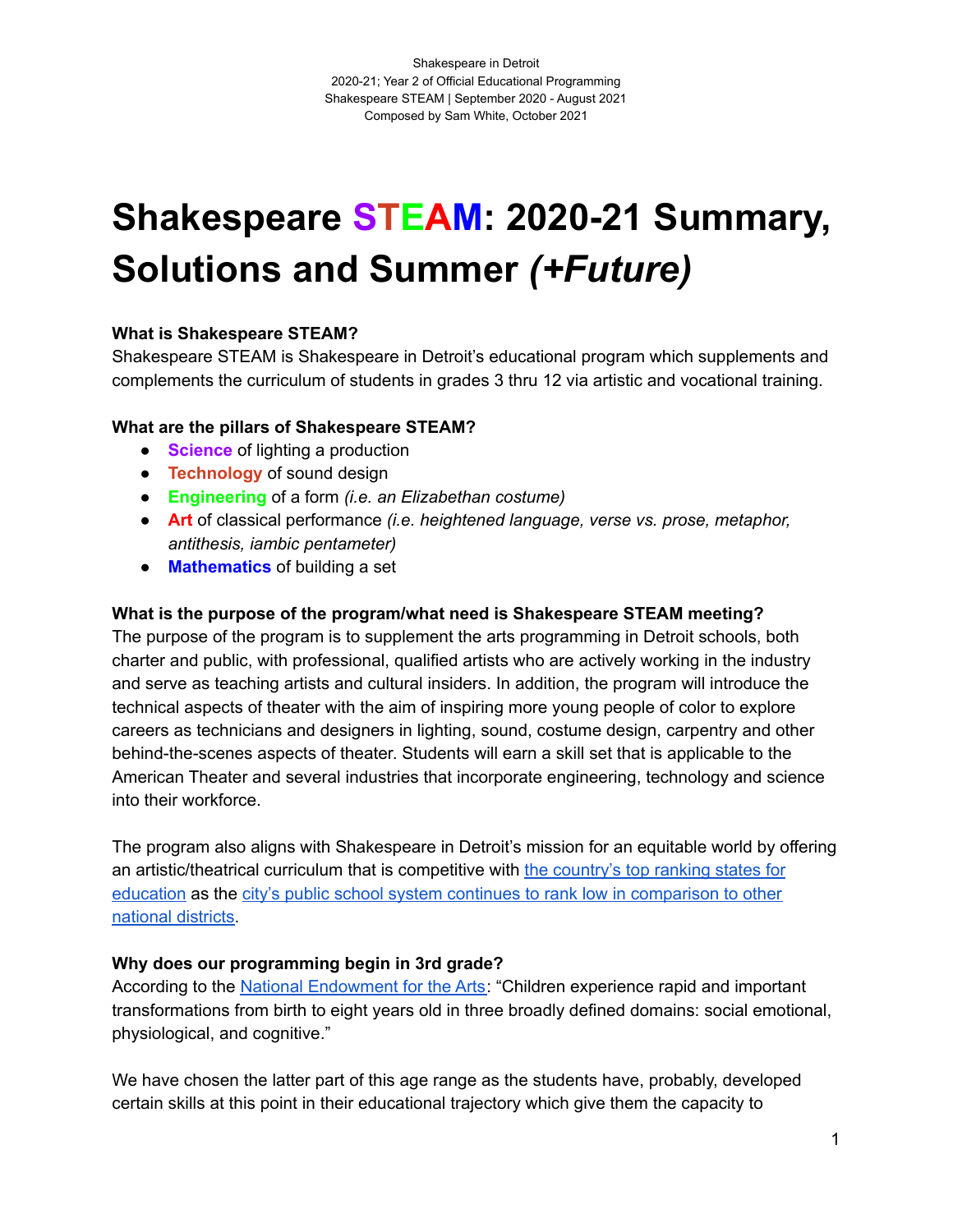Shakespeare in Detroit
2020-21; Year 2 of Official Educational Programming
Shakespeare STEAM | September 2020 - August 2021
Composed by Sam White, October 2021

# Shakespeare STEAM: 2020-21 Summary, Solutions and Summer *(+Future)*

**What is Shakespeare STEAM?**
Shakespeare STEAM is Shakespeare in Detroit's educational program which supplements and complements the curriculum of students in grades 3 thru 12 via artistic and vocational training.

**What are the pillars of Shakespeare STEAM?**

- **Science** of lighting a production
- **Technology** of sound design
- **Engineering** of a form *(i.e. an Elizabethan costume)*
- **Art** of classical performance *(i.e. heightened language, verse vs. prose, metaphor, antithesis, iambic pentameter)*
- **Mathematics** of building a set

**What is the purpose of the program/what need is Shakespeare STEAM meeting?**
The purpose of the program is to supplement the arts programming in Detroit schools, both charter and public, with professional, qualified artists who are actively working in the industry and serve as teaching artists and cultural insiders. In addition, the program will introduce the technical aspects of theater with the aim of inspiring more young people of color to explore careers as technicians and designers in lighting, sound, costume design, carpentry and other behind-the-scenes aspects of theater. Students will earn a skill set that is applicable to the American Theater and several industries that incorporate engineering, technology and science into their workforce.

The program also aligns with Shakespeare in Detroit's mission for an equitable world by offering an artistic/theatrical curriculum that is competitive with the country's top ranking states for education as the city's public school system continues to rank low in comparison to other national districts.

**Why does our programming begin in 3rd grade?**
According to the National Endowment for the Arts: "Children experience rapid and important transformations from birth to eight years old in three broadly defined domains: social emotional, physiological, and cognitive."

We have chosen the latter part of this age range as the students have, probably, developed certain skills at this point in their educational trajectory which give them the capacity to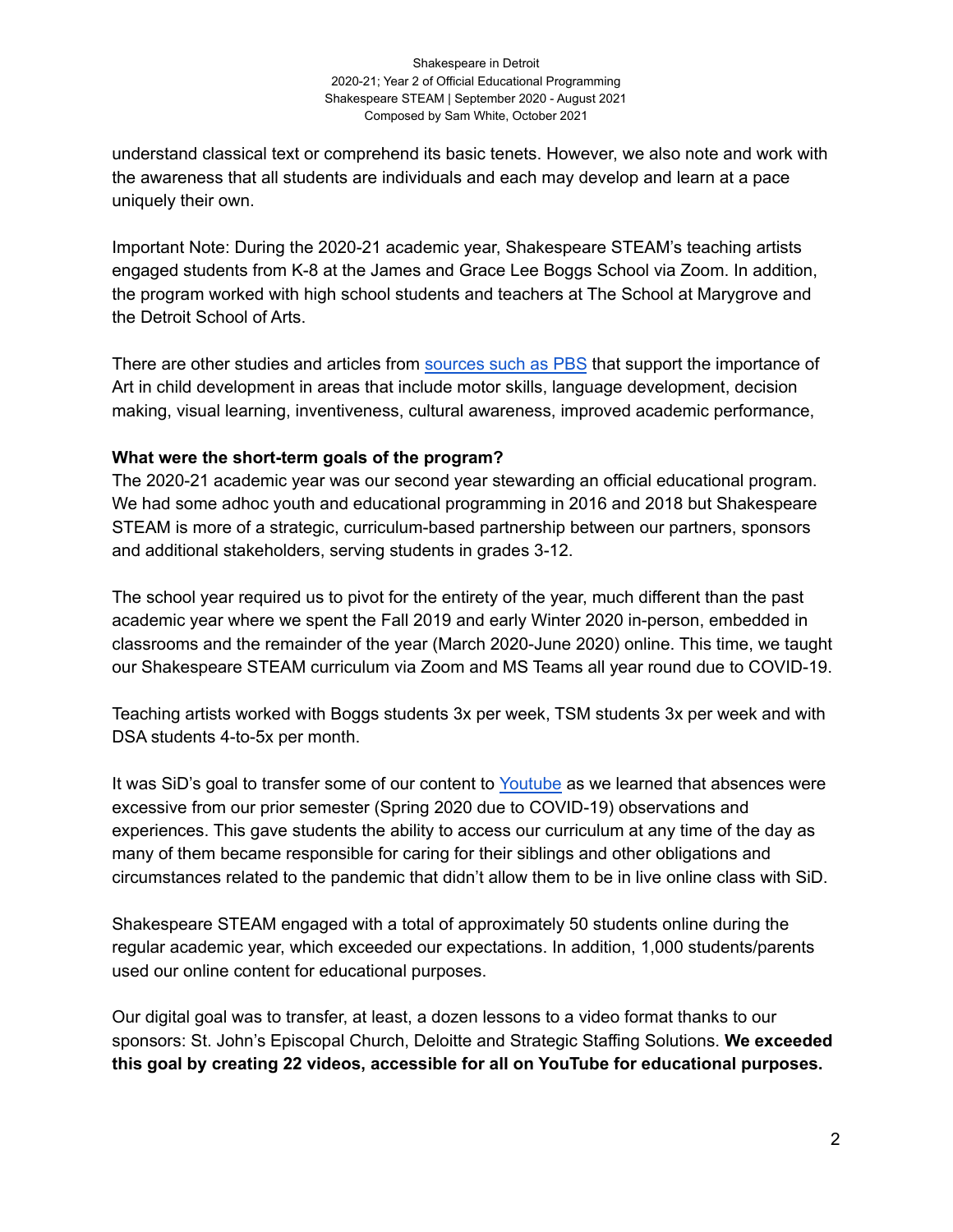understand classical text or comprehend its basic tenets. However, we also note and work with the awareness that all students are individuals and each may develop and learn at a pace uniquely their own.

Important Note: During the 2020-21 academic year, Shakespeare STEAM's teaching artists engaged students from K-8 at the James and Grace Lee Boggs School via Zoom. In addition, the program worked with high school students and teachers at The School at Marygrove and the Detroit School of Arts.

There are other studies and articles from [sources such as PBS]() that support the importance of Art in child development in areas that include motor skills, language development, decision making, visual learning, inventiveness, cultural awareness, improved academic performance,

**What were the short-term goals of the program?**

The 2020-21 academic year was our second year stewarding an official educational program. We had some adhoc youth and educational programming in 2016 and 2018 but Shakespeare STEAM is more of a strategic, curriculum-based partnership between our partners, sponsors and additional stakeholders, serving students in grades 3-12.

The school year required us to pivot for the entirety of the year, much different than the past academic year where we spent the Fall 2019 and early Winter 2020 in-person, embedded in classrooms and the remainder of the year (March 2020-June 2020) online. This time, we taught our Shakespeare STEAM curriculum via Zoom and MS Teams all year round due to COVID-19.

Teaching artists worked with Boggs students 3x per week, TSM students 3x per week and with DSA students 4-to-5x per month.

It was SiD's goal to transfer some of our content to [Youtube]() as we learned that absences were excessive from our prior semester (Spring 2020 due to COVID-19) observations and experiences. This gave students the ability to access our curriculum at any time of the day as many of them became responsible for caring for their siblings and other obligations and circumstances related to the pandemic that didn't allow them to be in live online class with SiD.

Shakespeare STEAM engaged with a total of approximately 50 students online during the regular academic year, which exceeded our expectations. In addition, 1,000 students/parents used our online content for educational purposes.

Our digital goal was to transfer, at least, a dozen lessons to a video format thanks to our sponsors: St. John's Episcopal Church, Deloitte and Strategic Staffing Solutions. **We exceeded this goal by creating 22 videos, accessible for all on YouTube for educational purposes.**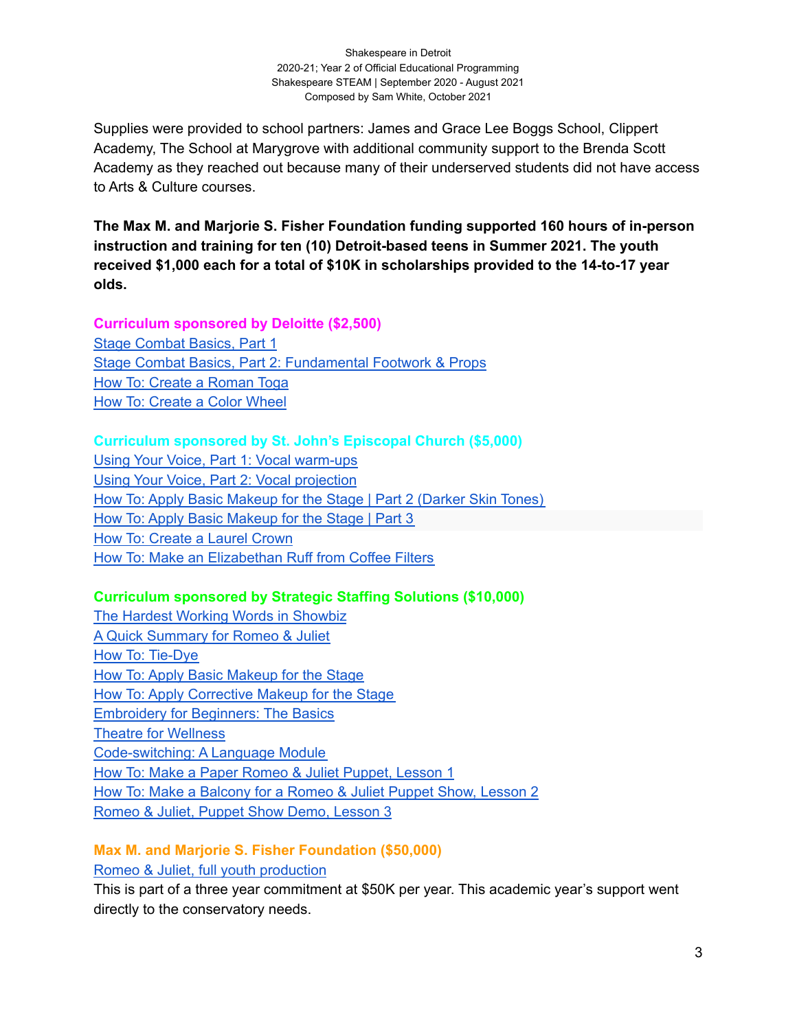Supplies were provided to school partners: James and Grace Lee Boggs School, Clippert Academy, The School at Marygrove with additional community support to the Brenda Scott Academy as they reached out because many of their underserved students did not have access to Arts & Culture courses.

**The Max M. and Marjorie S. Fisher Foundation funding supported 160 hours of in-person instruction and training for ten (10) Detroit-based teens in Summer 2021. The youth received $1,000 each for a total of $10K in scholarships provided to the 14-to-17 year olds.**

**Curriculum sponsored by Deloitte ($2,500)**

Stage Combat Basics, Part 1
Stage Combat Basics, Part 2: Fundamental Footwork & Props
How To: Create a Roman Toga
How To: Create a Color Wheel

**Curriculum sponsored by St. John's Episcopal Church ($5,000)**

Using Your Voice, Part 1: Vocal warm-ups
Using Your Voice, Part 2: Vocal projection
How To: Apply Basic Makeup for the Stage | Part 2 (Darker Skin Tones)
How To: Apply Basic Makeup for the Stage | Part 3
How To: Create a Laurel Crown
How To: Make an Elizabethan Ruff from Coffee Filters

**Curriculum sponsored by Strategic Staffing Solutions ($10,000)**

The Hardest Working Words in Showbiz
A Quick Summary for Romeo & Juliet
How To: Tie-Dye
How To: Apply Basic Makeup for the Stage
How To: Apply Corrective Makeup for the Stage
Embroidery for Beginners: The Basics
Theatre for Wellness
Code-switching: A Language Module
How To: Make a Paper Romeo & Juliet Puppet, Lesson 1
How To: Make a Balcony for a Romeo & Juliet Puppet Show, Lesson 2
Romeo & Juliet, Puppet Show Demo, Lesson 3

**Max M. and Marjorie S. Fisher Foundation ($50,000)**

Romeo & Juliet, full youth production

This is part of a three year commitment at $50K per year. This academic year's support went directly to the conservatory needs.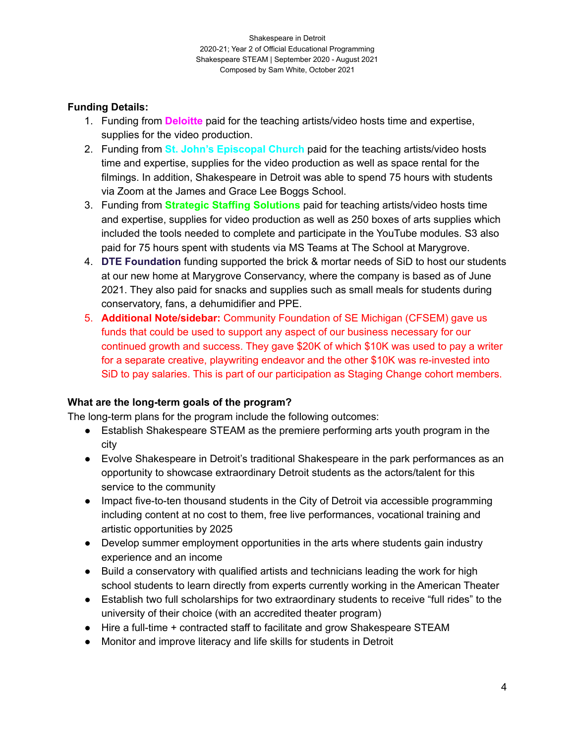**Funding Details:**

1. Funding from **Deloitte** paid for the teaching artists/video hosts time and expertise, supplies for the video production.
2. Funding from **St. John's Episcopal Church** paid for the teaching artists/video hosts time and expertise, supplies for the video production as well as space rental for the filmings. In addition, Shakespeare in Detroit was able to spend 75 hours with students via Zoom at the James and Grace Lee Boggs School.
3. Funding from **Strategic Staffing Solutions** paid for teaching artists/video hosts time and expertise, supplies for video production as well as 250 boxes of arts supplies which included the tools needed to complete and participate in the YouTube modules. S3 also paid for 75 hours spent with students via MS Teams at The School at Marygrove.
4. **DTE Foundation** funding supported the brick & mortar needs of SiD to host our students at our new home at Marygrove Conservancy, where the company is based as of June 2021. They also paid for snacks and supplies such as small meals for students during conservatory, fans, a dehumidifier and PPE.
5. **Additional Note/sidebar:** Community Foundation of SE Michigan (CFSEM) gave us funds that could be used to support any aspect of our business necessary for our continued growth and success. They gave $20K of which $10K was used to pay a writer for a separate creative, playwriting endeavor and the other $10K was re-invested into SiD to pay salaries. This is part of our participation as Staging Change cohort members.

**What are the long-term goals of the program?**

The long-term plans for the program include the following outcomes:

- Establish Shakespeare STEAM as the premiere performing arts youth program in the city
- Evolve Shakespeare in Detroit's traditional Shakespeare in the park performances as an opportunity to showcase extraordinary Detroit students as the actors/talent for this service to the community
- Impact five-to-ten thousand students in the City of Detroit via accessible programming including content at no cost to them, free live performances, vocational training and artistic opportunities by 2025
- Develop summer employment opportunities in the arts where students gain industry experience and an income
- Build a conservatory with qualified artists and technicians leading the work for high school students to learn directly from experts currently working in the American Theater
- Establish two full scholarships for two extraordinary students to receive "full rides" to the university of their choice (with an accredited theater program)
- Hire a full-time + contracted staff to facilitate and grow Shakespeare STEAM
- Monitor and improve literacy and life skills for students in Detroit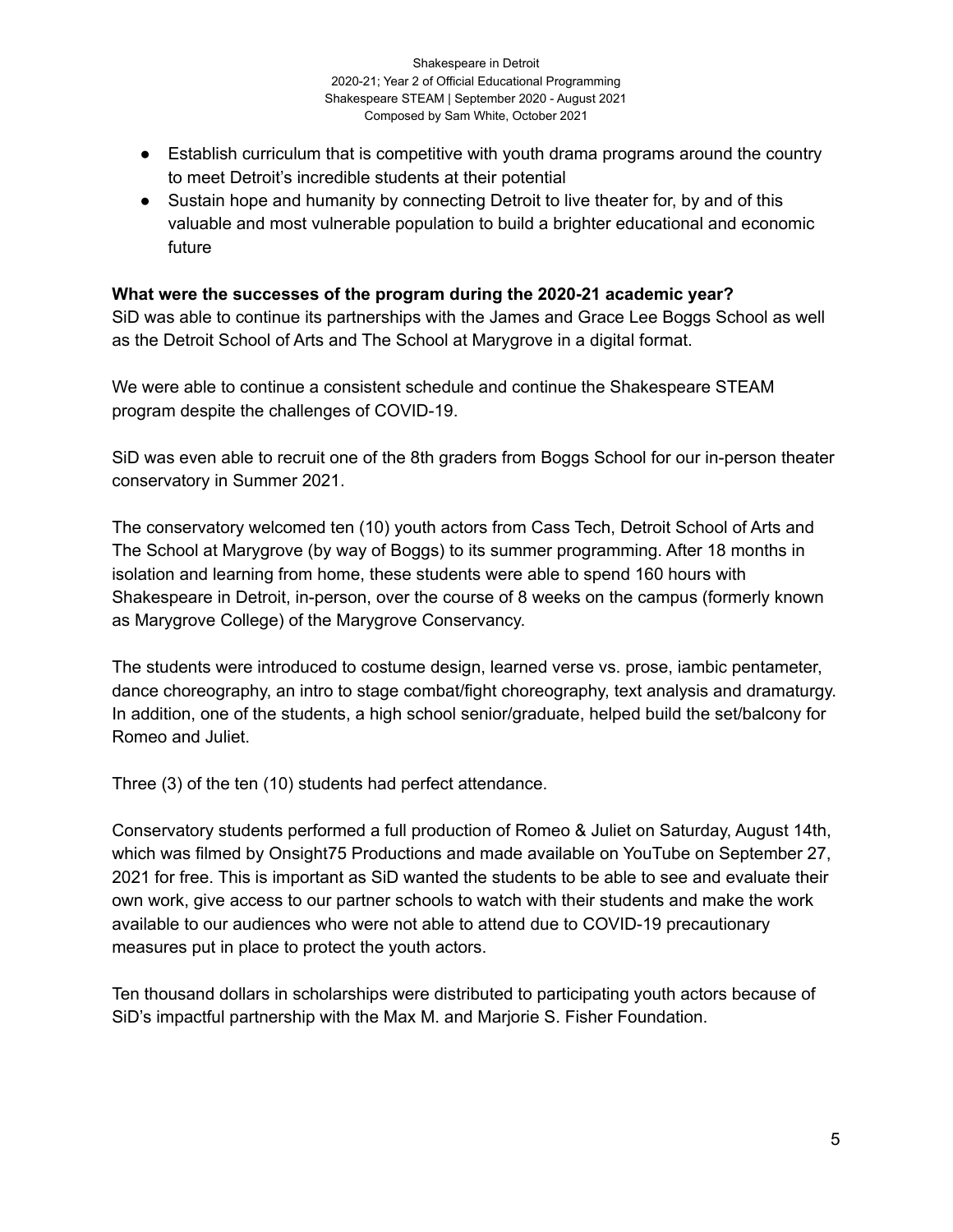- Establish curriculum that is competitive with youth drama programs around the country to meet Detroit's incredible students at their potential
- Sustain hope and humanity by connecting Detroit to live theater for, by and of this valuable and most vulnerable population to build a brighter educational and economic future

**What were the successes of the program during the 2020-21 academic year?**

SiD was able to continue its partnerships with the James and Grace Lee Boggs School as well as the Detroit School of Arts and The School at Marygrove in a digital format.

We were able to continue a consistent schedule and continue the Shakespeare STEAM program despite the challenges of COVID-19.

SiD was even able to recruit one of the 8th graders from Boggs School for our in-person theater conservatory in Summer 2021.

The conservatory welcomed ten (10) youth actors from Cass Tech, Detroit School of Arts and The School at Marygrove (by way of Boggs) to its summer programming. After 18 months in isolation and learning from home, these students were able to spend 160 hours with Shakespeare in Detroit, in-person, over the course of 8 weeks on the campus (formerly known as Marygrove College) of the Marygrove Conservancy.

The students were introduced to costume design, learned verse vs. prose, iambic pentameter, dance choreography, an intro to stage combat/fight choreography, text analysis and dramaturgy. In addition, one of the students, a high school senior/graduate, helped build the set/balcony for Romeo and Juliet.

Three (3) of the ten (10) students had perfect attendance.

Conservatory students performed a full production of Romeo & Juliet on Saturday, August 14th, which was filmed by Onsight75 Productions and made available on YouTube on September 27, 2021 for free. This is important as SiD wanted the students to be able to see and evaluate their own work, give access to our partner schools to watch with their students and make the work available to our audiences who were not able to attend due to COVID-19 precautionary measures put in place to protect the youth actors.

Ten thousand dollars in scholarships were distributed to participating youth actors because of SiD's impactful partnership with the Max M. and Marjorie S. Fisher Foundation.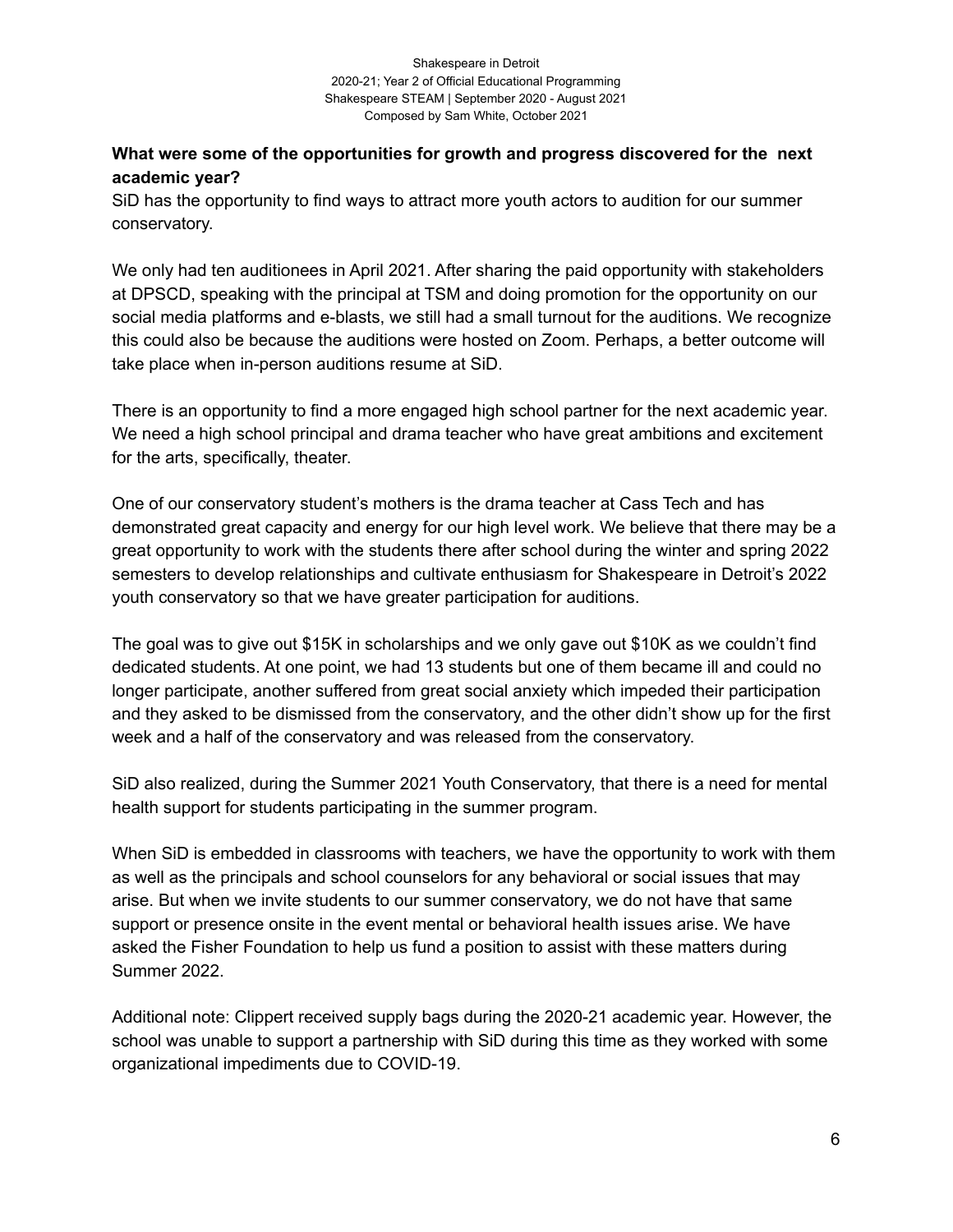**What were some of the opportunities for growth and progress discovered for the next academic year?**

SiD has the opportunity to find ways to attract more youth actors to audition for our summer conservatory.

We only had ten auditionees in April 2021. After sharing the paid opportunity with stakeholders at DPSCD, speaking with the principal at TSM and doing promotion for the opportunity on our social media platforms and e-blasts, we still had a small turnout for the auditions. We recognize this could also be because the auditions were hosted on Zoom. Perhaps, a better outcome will take place when in-person auditions resume at SiD.

There is an opportunity to find a more engaged high school partner for the next academic year. We need a high school principal and drama teacher who have great ambitions and excitement for the arts, specifically, theater.

One of our conservatory student's mothers is the drama teacher at Cass Tech and has demonstrated great capacity and energy for our high level work. We believe that there may be a great opportunity to work with the students there after school during the winter and spring 2022 semesters to develop relationships and cultivate enthusiasm for Shakespeare in Detroit's 2022 youth conservatory so that we have greater participation for auditions.

The goal was to give out $15K in scholarships and we only gave out $10K as we couldn't find dedicated students. At one point, we had 13 students but one of them became ill and could no longer participate, another suffered from great social anxiety which impeded their participation and they asked to be dismissed from the conservatory, and the other didn't show up for the first week and a half of the conservatory and was released from the conservatory.

SiD also realized, during the Summer 2021 Youth Conservatory, that there is a need for mental health support for students participating in the summer program.

When SiD is embedded in classrooms with teachers, we have the opportunity to work with them as well as the principals and school counselors for any behavioral or social issues that may arise. But when we invite students to our summer conservatory, we do not have that same support or presence onsite in the event mental or behavioral health issues arise. We have asked the Fisher Foundation to help us fund a position to assist with these matters during Summer 2022.

Additional note: Clippert received supply bags during the 2020-21 academic year. However, the school was unable to support a partnership with SiD during this time as they worked with some organizational impediments due to COVID-19.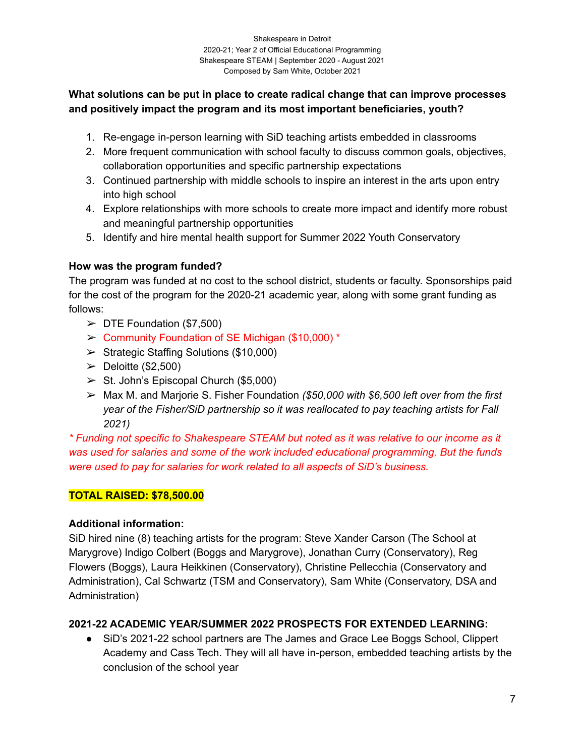**What solutions can be put in place to create radical change that can improve processes and positively impact the program and its most important beneficiaries, youth?**

1. Re-engage in-person learning with SiD teaching artists embedded in classrooms
2. More frequent communication with school faculty to discuss common goals, objectives, collaboration opportunities and specific partnership expectations
3. Continued partnership with middle schools to inspire an interest in the arts upon entry into high school
4. Explore relationships with more schools to create more impact and identify more robust and meaningful partnership opportunities
5. Identify and hire mental health support for Summer 2022 Youth Conservatory

**How was the program funded?**

The program was funded at no cost to the school district, students or faculty. Sponsorships paid for the cost of the program for the 2020-21 academic year, along with some grant funding as follows:

- DTE Foundation ($7,500)
- Community Foundation of SE Michigan ($10,000) *
- Strategic Staffing Solutions ($10,000)
- Deloitte ($2,500)
- St. John's Episcopal Church ($5,000)
- Max M. and Marjorie S. Fisher Foundation *($50,000 with $6,500 left over from the first year of the Fisher/SiD partnership so it was reallocated to pay teaching artists for Fall 2021)*

*\* Funding not specific to Shakespeare STEAM but noted as it was relative to our income as it was used for salaries and some of the work included educational programming. But the funds were used to pay for salaries for work related to all aspects of SiD's business.*

**TOTAL RAISED: $78,500.00**

**Additional information:**

SiD hired nine (8) teaching artists for the program: Steve Xander Carson (The School at Marygrove) Indigo Colbert (Boggs and Marygrove), Jonathan Curry (Conservatory), Reg Flowers (Boggs), Laura Heikkinen (Conservatory), Christine Pellecchia (Conservatory and Administration), Cal Schwartz (TSM and Conservatory), Sam White (Conservatory, DSA and Administration)

**2021-22 ACADEMIC YEAR/SUMMER 2022 PROSPECTS FOR EXTENDED LEARNING:**

- SiD's 2021-22 school partners are The James and Grace Lee Boggs School, Clippert Academy and Cass Tech. They will all have in-person, embedded teaching artists by the conclusion of the school year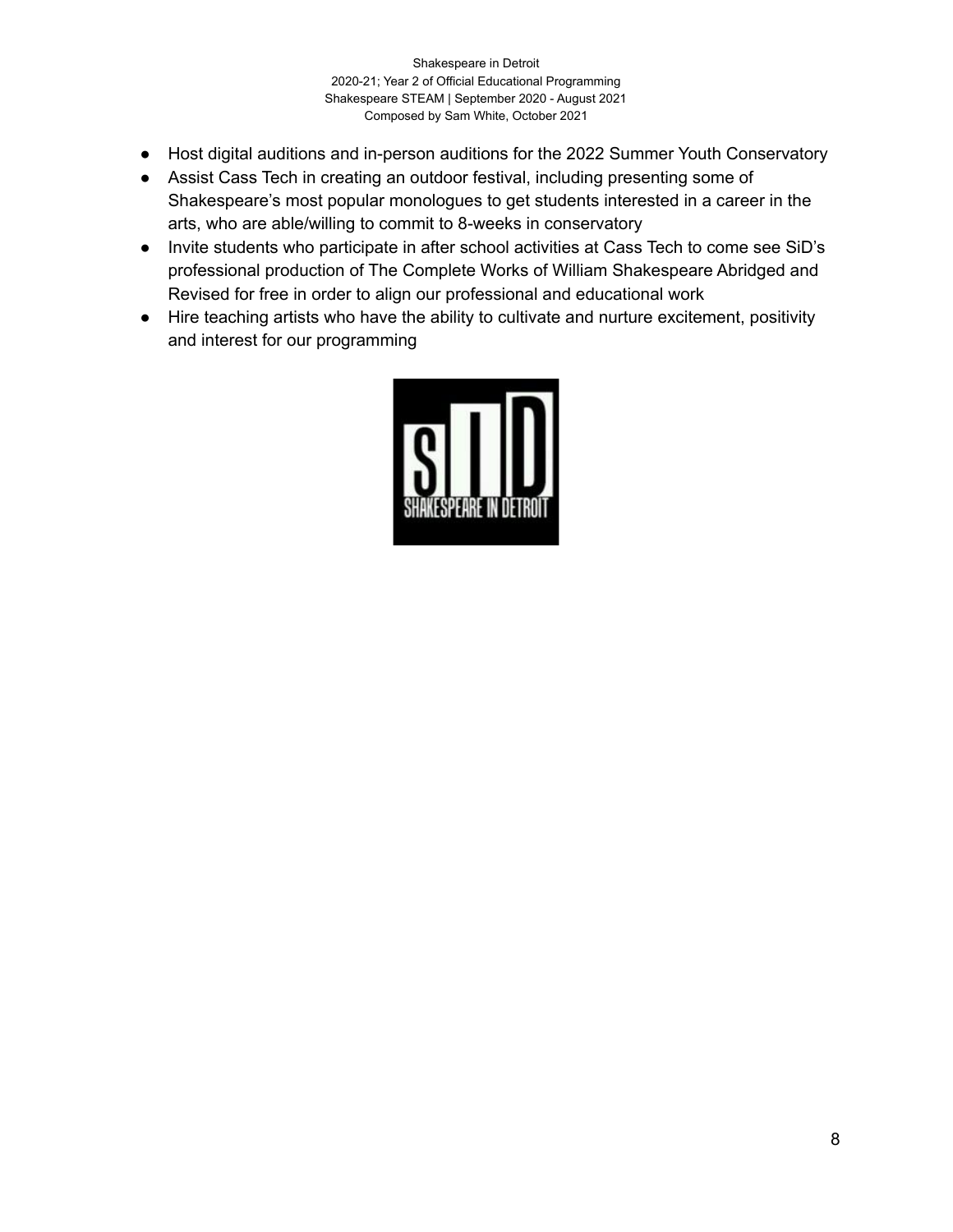- Host digital auditions and in-person auditions for the 2022 Summer Youth Conservatory
- Assist Cass Tech in creating an outdoor festival, including presenting some of Shakespeare's most popular monologues to get students interested in a career in the arts, who are able/willing to commit to 8-weeks in conservatory
- Invite students who participate in after school activities at Cass Tech to come see SiD's professional production of The Complete Works of William Shakespeare Abridged and Revised for free in order to align our professional and educational work
- Hire teaching artists who have the ability to cultivate and nurture excitement, positivity and interest for our programming